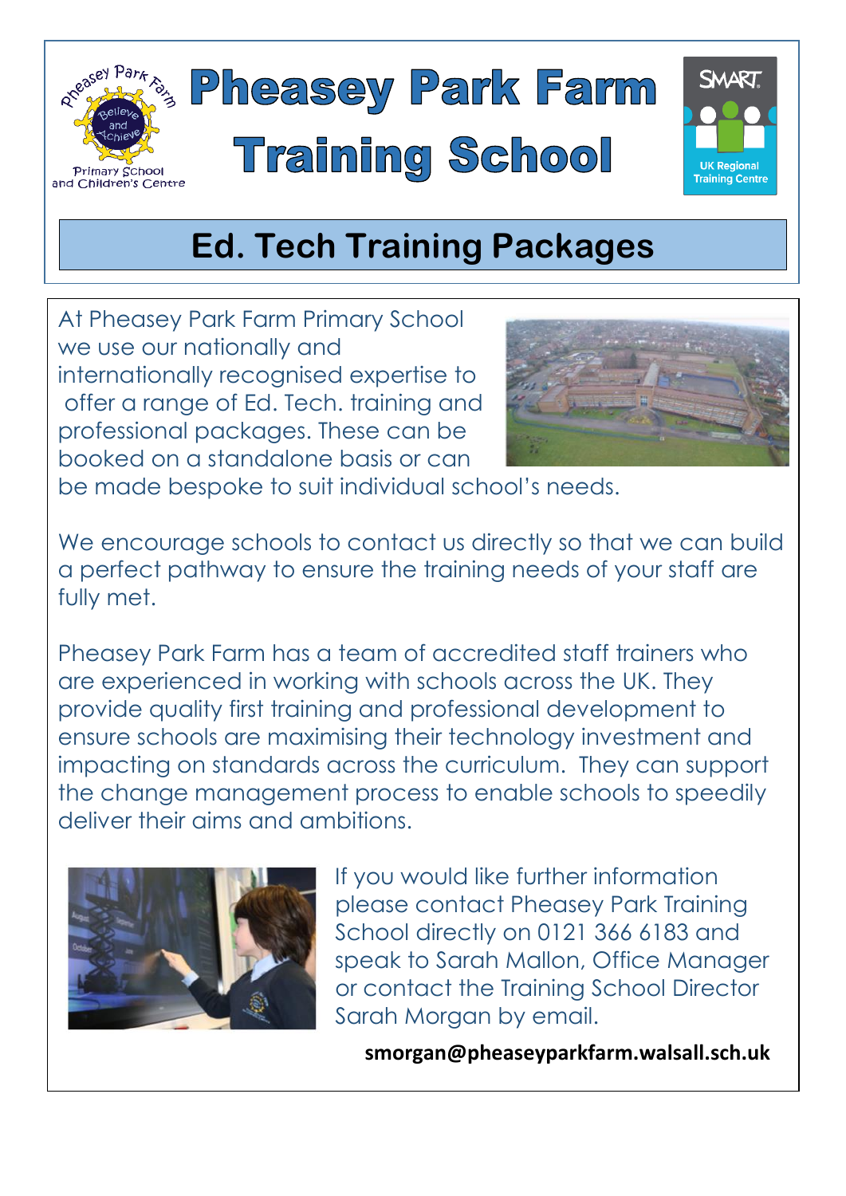# Pheasey Park Farm Training School

## Ed. Tech Training Packages

At Pheasey Park Farm Primary School we use our nationally and internationally recognised expertise to offer a range of Ed. Tech. training and professional packages. These can be booked on a standalone basis or can be made bespoke to suit individual school's needs.

We encourage schools to contact us directly so that we can build a perfect pathway to ensure the training needs of your staff are fully met.

Pheasey Park Farm has a team of accredited staff trainers who are experienced in working with schools across the UK. They provide quality first training and professional development to ensure schools are maximising their technology investment and impacting on standards across the curriculum. They can support the change management process to enable schools to speedily deliver their aims and ambitions.

If you would like further information please contact Pheasey Park Training School directly on 0121 366 6183 and speak to Sarah Mallon, Office Manager or contact the Training School Director Sarah Morgan by email.

**smorgan@pheaseyparkfarm.walsall.sch.uk**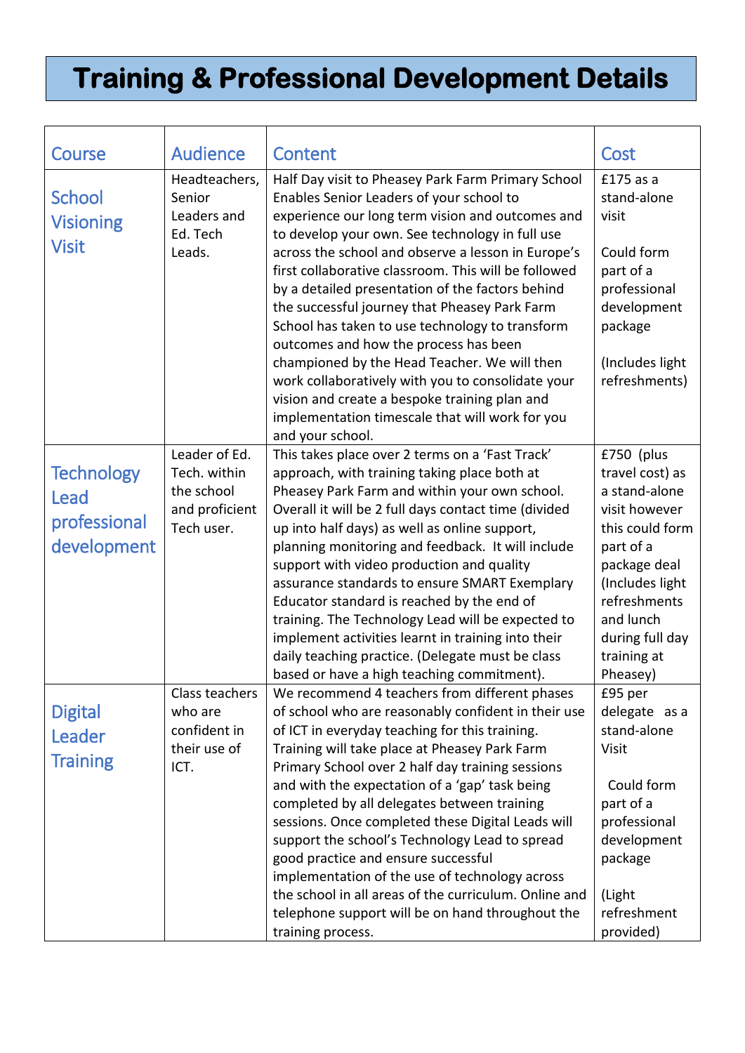# Training & Professional Development Details

| Course | Audience | Content | Cost |
|---|---|---|---|
| School Visioning Visit | Headteachers, Senior Leaders and Ed. Tech Leads. | Half Day visit to Pheasey Park Farm Primary School Enables Senior Leaders of your school to experience our long term vision and outcomes and to develop your own. See technology in full use across the school and observe a lesson in Europe's first collaborative classroom. This will be followed by a detailed presentation of the factors behind the successful journey that Pheasey Park Farm School has taken to use technology to transform outcomes and how the process has been championed by the Head Teacher. We will then work collaboratively with you to consolidate your vision and create a bespoke training plan and implementation timescale that will work for you and your school. | £175 as a stand-alone visit<br><br>Could form part of a professional development package<br><br>(Includes light refreshments) |
| Technology Lead professional development | Leader of Ed. Tech. within the school and proficient Tech user. | This takes place over 2 terms on a 'Fast Track' approach, with training taking place both at Pheasey Park Farm and within your own school. Overall it will be 2 full days contact time (divided up into half days) as well as online support, planning monitoring and feedback. It will include support with video production and quality assurance standards to ensure SMART Exemplary Educator standard is reached by the end of training. The Technology Lead will be expected to implement activities learnt in training into their daily teaching practice. (Delegate must be class based or have a high teaching commitment). | £750 (plus travel cost) as a stand-alone visit however this could form part of a package deal (Includes light refreshments and lunch during full day training at Pheasey) |
| Digital Leader Training | Class teachers who are confident in their use of ICT. | We recommend 4 teachers from different phases of school who are reasonably confident in their use of ICT in everyday teaching for this training. Training will take place at Pheasey Park Farm Primary School over 2 half day training sessions and with the expectation of a 'gap' task being completed by all delegates between training sessions. Once completed these Digital Leads will support the school's Technology Lead to spread good practice and ensure successful implementation of the use of technology across the school in all areas of the curriculum. Online and telephone support will be on hand throughout the training process. | £95 per delegate as a stand-alone Visit<br><br>Could form part of a professional development package<br><br>(Light refreshment provided) |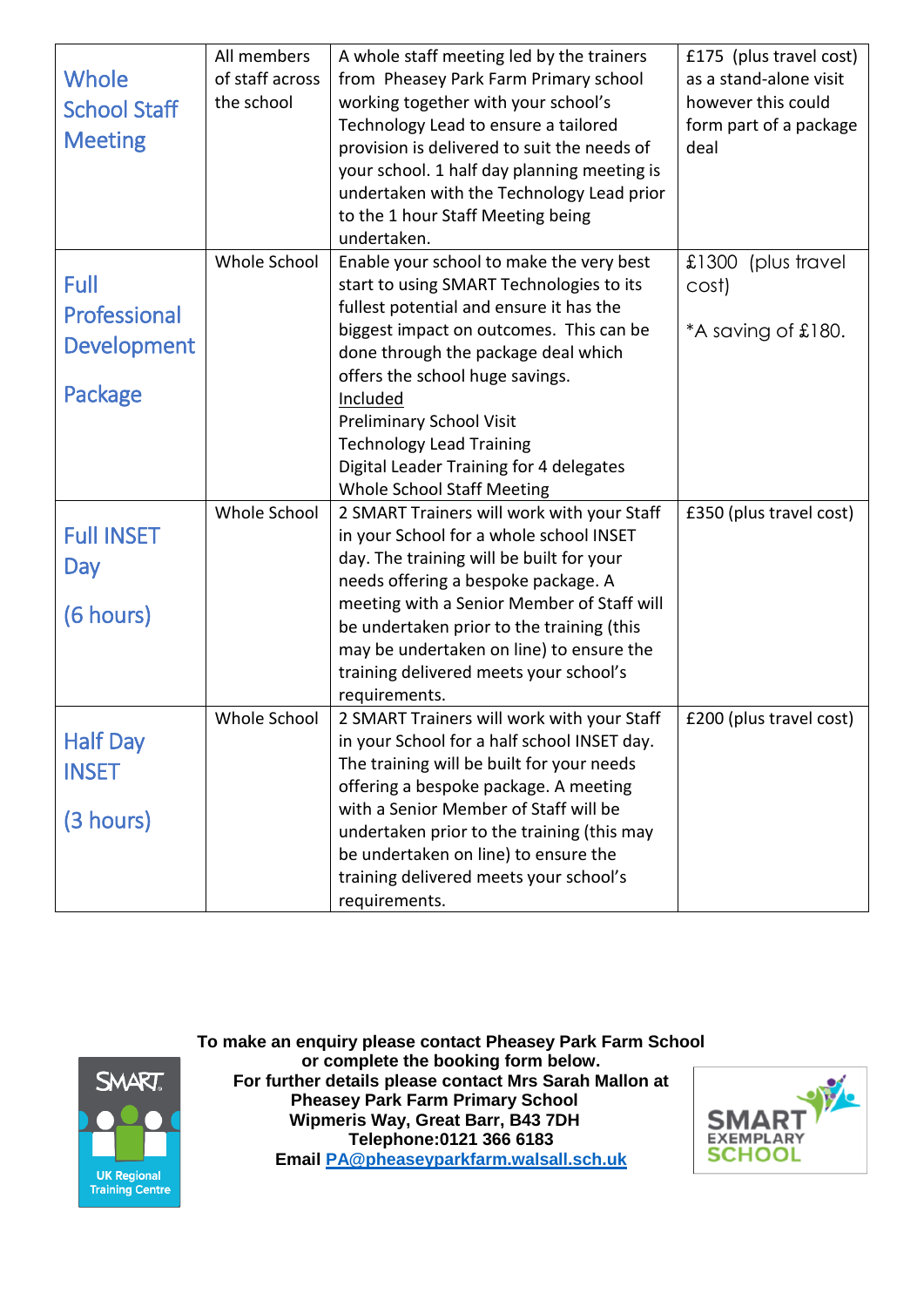| | | | |
|---|---|---|---|
| Whole School Staff Meeting | All members of staff across the school | A whole staff meeting led by the trainers from Pheasey Park Farm Primary school working together with your school's Technology Lead to ensure a tailored provision is delivered to suit the needs of your school. 1 half day planning meeting is undertaken with the Technology Lead prior to the 1 hour Staff Meeting being undertaken. | £175 (plus travel cost) as a stand-alone visit however this could form part of a package deal |
| Full Professional Development Package | Whole School | Enable your school to make the very best start to using SMART Technologies to its fullest potential and ensure it has the biggest impact on outcomes. This can be done through the package deal which offers the school huge savings. <u>Included</u> Preliminary School Visit Technology Lead Training Digital Leader Training for 4 delegates Whole School Staff Meeting | £1300 (plus travel cost) *A saving of £180. |
| Full INSET Day (6 hours) | Whole School | 2 SMART Trainers will work with your Staff in your School for a whole school INSET day. The training will be built for your needs offering a bespoke package. A meeting with a Senior Member of Staff will be undertaken prior to the training (this may be undertaken on line) to ensure the training delivered meets your school's requirements. | £350 (plus travel cost) |
| Half Day INSET (3 hours) | Whole School | 2 SMART Trainers will work with your Staff in your School for a half school INSET day. The training will be built for your needs offering a bespoke package. A meeting with a Senior Member of Staff will be undertaken prior to the training (this may be undertaken on line) to ensure the training delivered meets your school's requirements. | £200 (plus travel cost) |

SMART UK Regional Training Centre

**To make an enquiry please contact Pheasey Park Farm School or complete the booking form below.**
**For further details please contact Mrs Sarah Mallon at Pheasey Park Farm Primary School**
**Wipmeris Way, Great Barr, B43 7DH**
**Telephone:0121 366 6183**
**Email PA@pheaseyparkfarm.walsall.sch.uk**

SMART EXEMPLARY SCHOOL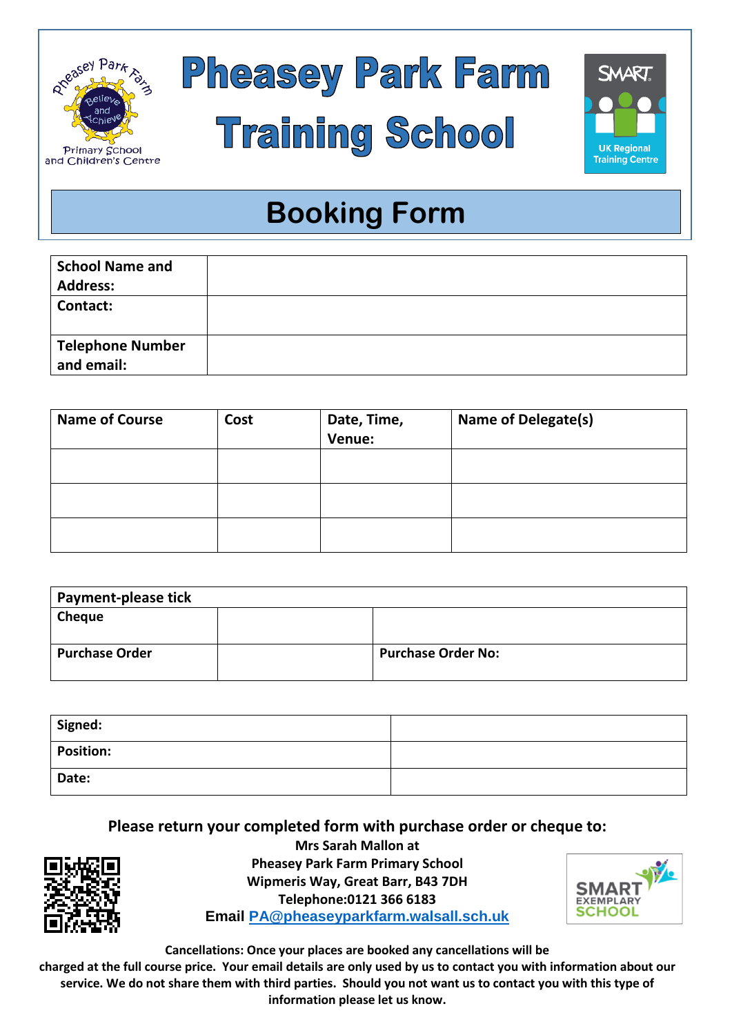# Pheasey Park Farm Training School

## Booking Form

| | |
|---|---|
| **School Name and Address:** | |
| **Contact:** | |
| **Telephone Number and email:** | |

| Name of Course | Cost | Date, Time, Venue: | Name of Delegate(s) |
|---|---|---|---|
| | | | |
| | | | |
| | | | |

| Payment-please tick | | |
|---|---|---|
| **Cheque** | | |
| **Purchase Order** | | **Purchase Order No:** |

| | |
|---|---|
| **Signed:** | |
| **Position:** | |
| **Date:** | |

**Please return your completed form with purchase order or cheque to:**

**Mrs Sarah Mallon at**
**Pheasey Park Farm Primary School**
**Wipmeris Way, Great Barr, B43 7DH**
**Telephone:0121 366 6183**
**Email PA@pheaseyparkfarm.walsall.sch.uk**

**Cancellations: Once your places are booked any cancellations will be charged at the full course price. Your email details are only used by us to contact you with information about our service. We do not share them with third parties. Should you not want us to contact you with this type of information please let us know.**